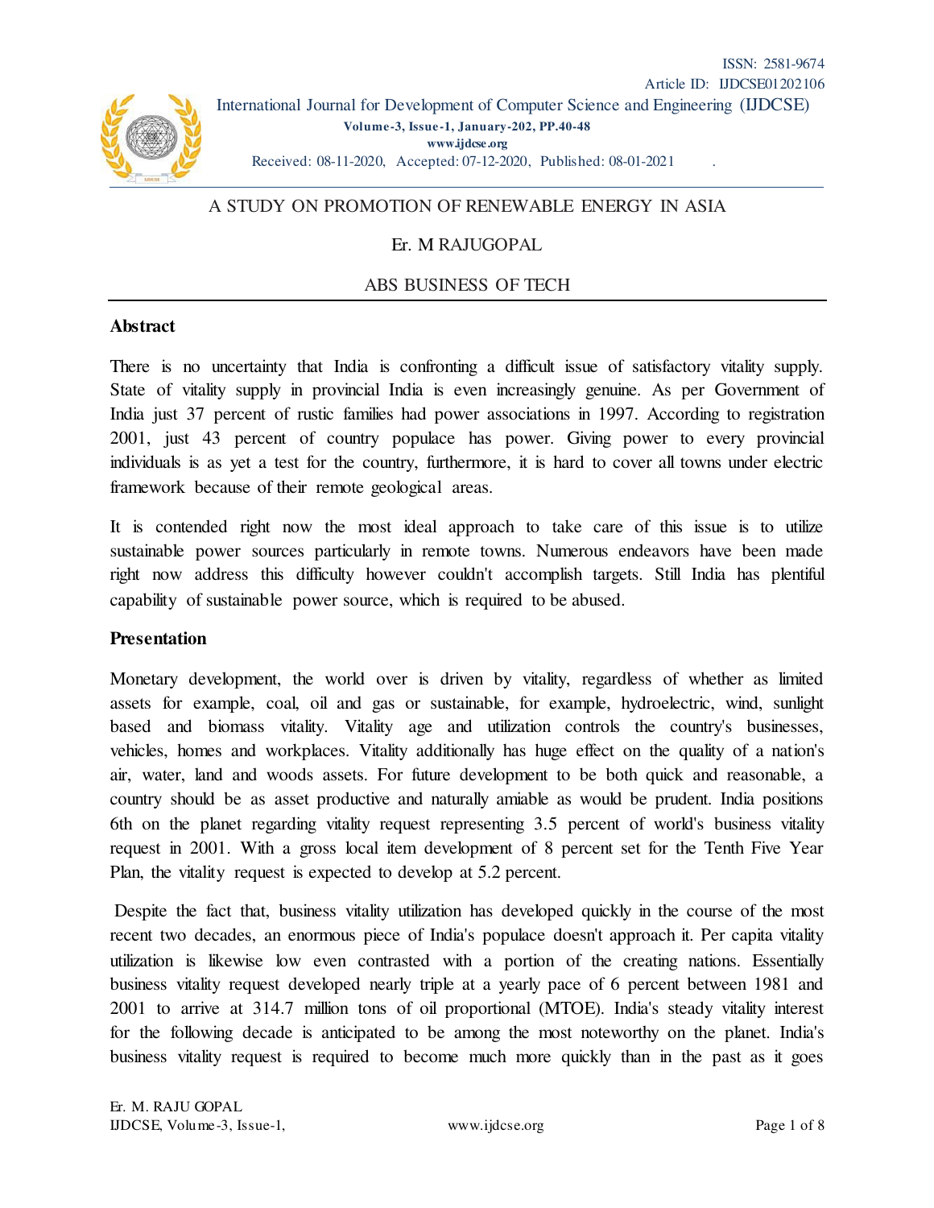# A STUDY ON PROMOTION OF RENEWABLE ENERGY IN ASIA

Er. M RAJUGOPAL

ABS BUSINESS OF TECH

## Abstract

There is no uncertainty that India is confronting a difficult issue of satisfactory vitality supply. State of vitality supply in provincial India is even increasingly genuine. As per Government of India just 37 percent of rustic families had power associations in 1997. According to registration 2001, just 43 percent of country populace has power. Giving power to every provincial individuals is as yet a test for the country, furthermore, it is hard to cover all towns under electric framework because of their remote geological areas.

It is contended right now the most ideal approach to take care of this issue is to utilize sustainable power sources particularly in remote towns. Numerous endeavors have been made right now address this difficulty however couldn't accomplish targets. Still India has plentiful capability of sustainable power source, which is required to be abused.

## Presentation

Monetary development, the world over is driven by vitality, regardless of whether as limited assets for example, coal, oil and gas or sustainable, for example, hydroelectric, wind, sunlight based and biomass vitality. Vitality age and utilization controls the country's businesses, vehicles, homes and workplaces. Vitality additionally has huge effect on the quality of a nation's air, water, land and woods assets. For future development to be both quick and reasonable, a country should be as asset productive and naturally amiable as would be prudent. India positions 6th on the planet regarding vitality request representing 3.5 percent of world's business vitality request in 2001. With a gross local item development of 8 percent set for the Tenth Five Year Plan, the vitality request is expected to develop at 5.2 percent.

Despite the fact that, business vitality utilization has developed quickly in the course of the most recent two decades, an enormous piece of India's populace doesn't approach it. Per capita vitality utilization is likewise low even contrasted with a portion of the creating nations. Essentially business vitality request developed nearly triple at a yearly pace of 6 percent between 1981 and 2001 to arrive at 314.7 million tons of oil proportional (MTOE). India's steady vitality interest for the following decade is anticipated to be among the most noteworthy on the planet. India's business vitality request is required to become much more quickly than in the past as it goes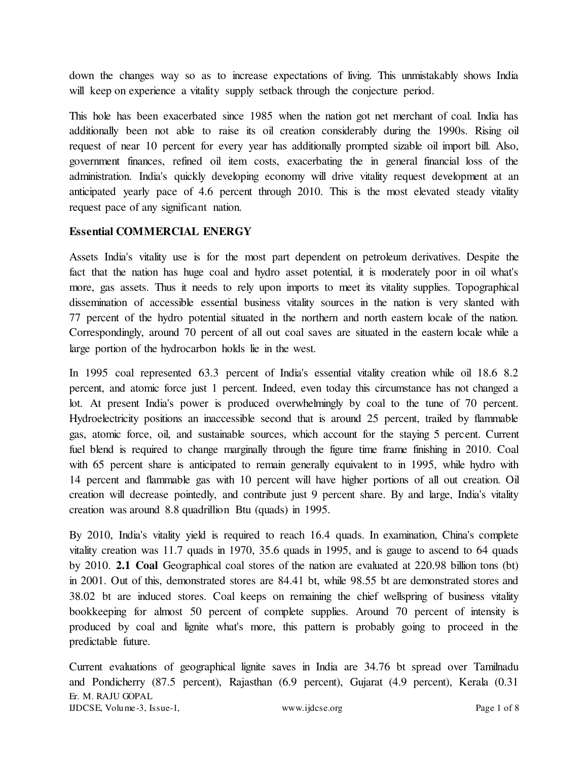down the changes way so as to increase expectations of living. This unmistakably shows India will keep on experience a vitality supply setback through the conjecture period.

This hole has been exacerbated since 1985 when the nation got net merchant of coal. India has additionally been not able to raise its oil creation considerably during the 1990s. Rising oil request of near 10 percent for every year has additionally prompted sizable oil import bill. Also, government finances, refined oil item costs, exacerbating the in general financial loss of the administration. India's quickly developing economy will drive vitality request development at an anticipated yearly pace of 4.6 percent through 2010. This is the most elevated steady vitality request pace of any significant nation.

## Essential COMMERCIAL ENERGY

Assets India's vitality use is for the most part dependent on petroleum derivatives. Despite the fact that the nation has huge coal and hydro asset potential, it is moderately poor in oil what's more, gas assets. Thus it needs to rely upon imports to meet its vitality supplies. Topographical dissemination of accessible essential business vitality sources in the nation is very slanted with 77 percent of the hydro potential situated in the northern and north eastern locale of the nation. Correspondingly, around 70 percent of all out coal saves are situated in the eastern locale while a large portion of the hydrocarbon holds lie in the west.

In 1995 coal represented 63.3 percent of India's essential vitality creation while oil 18.6 8.2 percent, and atomic force just 1 percent. Indeed, even today this circumstance has not changed a lot. At present India's power is produced overwhelmingly by coal to the tune of 70 percent. Hydroelectricity positions an inaccessible second that is around 25 percent, trailed by flammable gas, atomic force, oil, and sustainable sources, which account for the staying 5 percent. Current fuel blend is required to change marginally through the figure time frame finishing in 2010. Coal with 65 percent share is anticipated to remain generally equivalent to in 1995, while hydro with 14 percent and flammable gas with 10 percent will have higher portions of all out creation. Oil creation will decrease pointedly, and contribute just 9 percent share. By and large, India's vitality creation was around 8.8 quadrillion Btu (quads) in 1995.

By 2010, India's vitality yield is required to reach 16.4 quads. In examination, China's complete vitality creation was 11.7 quads in 1970, 35.6 quads in 1995, and is gauge to ascend to 64 quads by 2010. **2.1 Coal** Geographical coal stores of the nation are evaluated at 220.98 billion tons (bt) in 2001. Out of this, demonstrated stores are 84.41 bt, while 98.55 bt are demonstrated stores and 38.02 bt are induced stores. Coal keeps on remaining the chief wellspring of business vitality bookkeeping for almost 50 percent of complete supplies. Around 70 percent of intensity is produced by coal and lignite what's more, this pattern is probably going to proceed in the predictable future.

Current evaluations of geographical lignite saves in India are 34.76 bt spread over Tamilnadu and Pondicherry (87.5 percent), Rajasthan (6.9 percent), Gujarat (4.9 percent), Kerala (0.31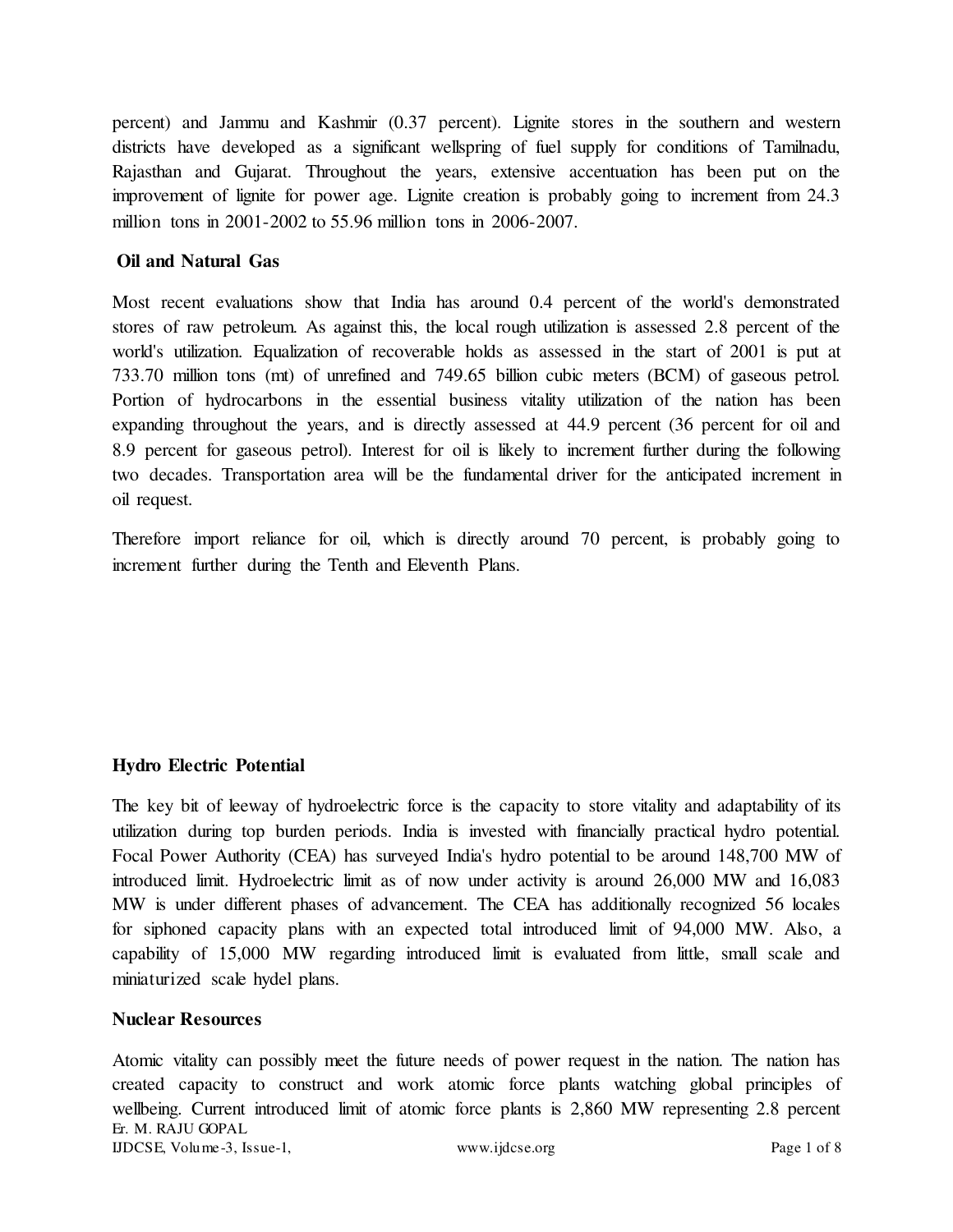percent) and Jammu and Kashmir (0.37 percent). Lignite stores in the southern and western districts have developed as a significant wellspring of fuel supply for conditions of Tamilnadu, Rajasthan and Gujarat. Throughout the years, extensive accentuation has been put on the improvement of lignite for power age. Lignite creation is probably going to increment from 24.3 million tons in 2001-2002 to 55.96 million tons in 2006-2007.

### Oil and Natural Gas

Most recent evaluations show that India has around 0.4 percent of the world's demonstrated stores of raw petroleum. As against this, the local rough utilization is assessed 2.8 percent of the world's utilization. Equalization of recoverable holds as assessed in the start of 2001 is put at 733.70 million tons (mt) of unrefined and 749.65 billion cubic meters (BCM) of gaseous petrol. Portion of hydrocarbons in the essential business vitality utilization of the nation has been expanding throughout the years, and is directly assessed at 44.9 percent (36 percent for oil and 8.9 percent for gaseous petrol). Interest for oil is likely to increment further during the following two decades. Transportation area will be the fundamental driver for the anticipated increment in oil request.

Therefore import reliance for oil, which is directly around 70 percent, is probably going to increment further during the Tenth and Eleventh Plans.

### Hydro Electric Potential

The key bit of leeway of hydroelectric force is the capacity to store vitality and adaptability of its utilization during top burden periods. India is invested with financially practical hydro potential. Focal Power Authority (CEA) has surveyed India's hydro potential to be around 148,700 MW of introduced limit. Hydroelectric limit as of now under activity is around 26,000 MW and 16,083 MW is under different phases of advancement. The CEA has additionally recognized 56 locales for siphoned capacity plans with an expected total introduced limit of 94,000 MW. Also, a capability of 15,000 MW regarding introduced limit is evaluated from little, small scale and miniaturized scale hydel plans.

### Nuclear Resources

Atomic vitality can possibly meet the future needs of power request in the nation. The nation has created capacity to construct and work atomic force plants watching global principles of wellbeing. Current introduced limit of atomic force plants is 2,860 MW representing 2.8 percent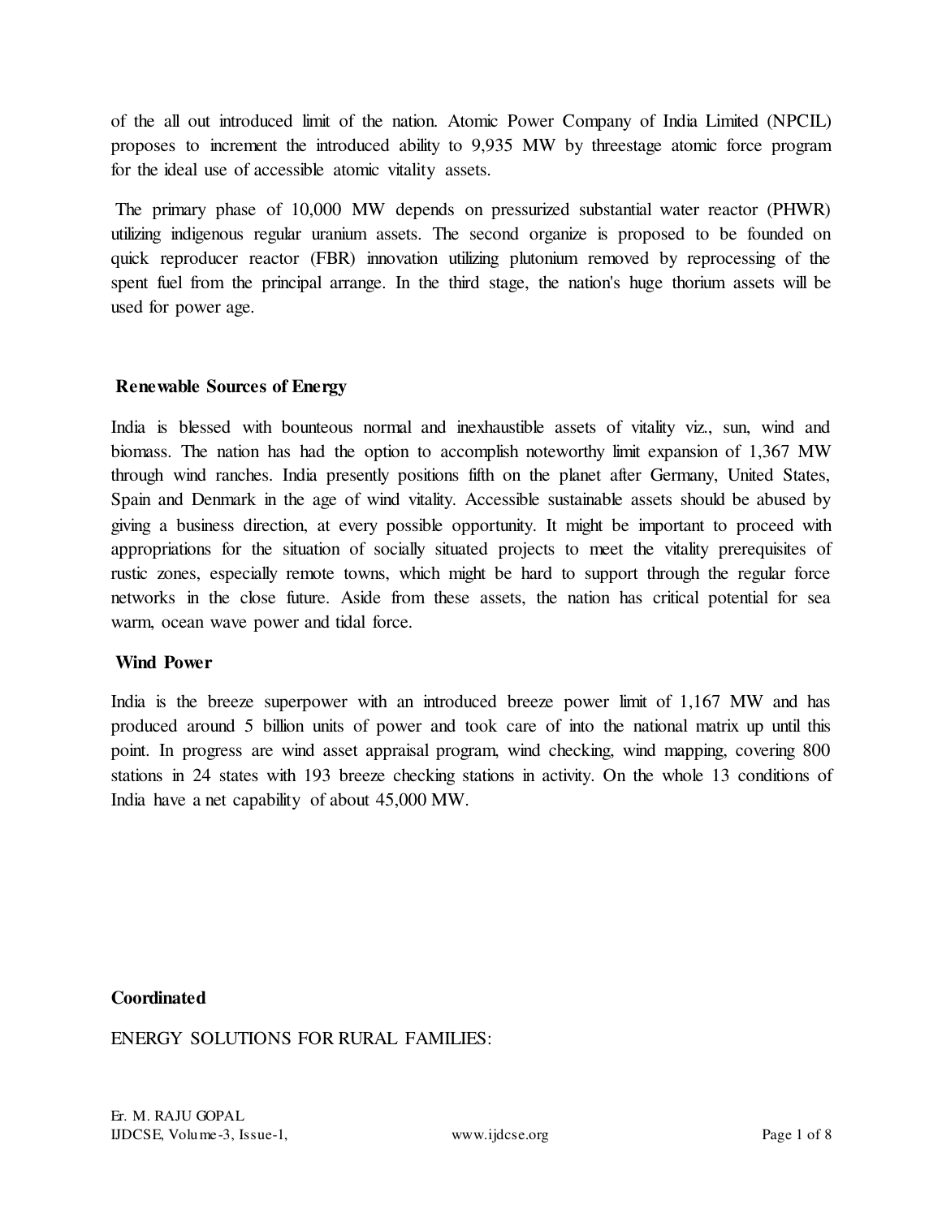of the all out introduced limit of the nation. Atomic Power Company of India Limited (NPCIL) proposes to increment the introduced ability to 9,935 MW by threestage atomic force program for the ideal use of accessible atomic vitality assets.

The primary phase of 10,000 MW depends on pressurized substantial water reactor (PHWR) utilizing indigenous regular uranium assets. The second organize is proposed to be founded on quick reproducer reactor (FBR) innovation utilizing plutonium removed by reprocessing of the spent fuel from the principal arrange. In the third stage, the nation's huge thorium assets will be used for power age.

### Renewable Sources of Energy

India is blessed with bounteous normal and inexhaustible assets of vitality viz., sun, wind and biomass. The nation has had the option to accomplish noteworthy limit expansion of 1,367 MW through wind ranches. India presently positions fifth on the planet after Germany, United States, Spain and Denmark in the age of wind vitality. Accessible sustainable assets should be abused by giving a business direction, at every possible opportunity. It might be important to proceed with appropriations for the situation of socially situated projects to meet the vitality prerequisites of rustic zones, especially remote towns, which might be hard to support through the regular force networks in the close future. Aside from these assets, the nation has critical potential for sea warm, ocean wave power and tidal force.

### Wind Power

India is the breeze superpower with an introduced breeze power limit of 1,167 MW and has produced around 5 billion units of power and took care of into the national matrix up until this point. In progress are wind asset appraisal program, wind checking, wind mapping, covering 800 stations in 24 states with 193 breeze checking stations in activity. On the whole 13 conditions of India have a net capability of about 45,000 MW.

**Coordinated**

ENERGY SOLUTIONS FOR RURAL FAMILIES: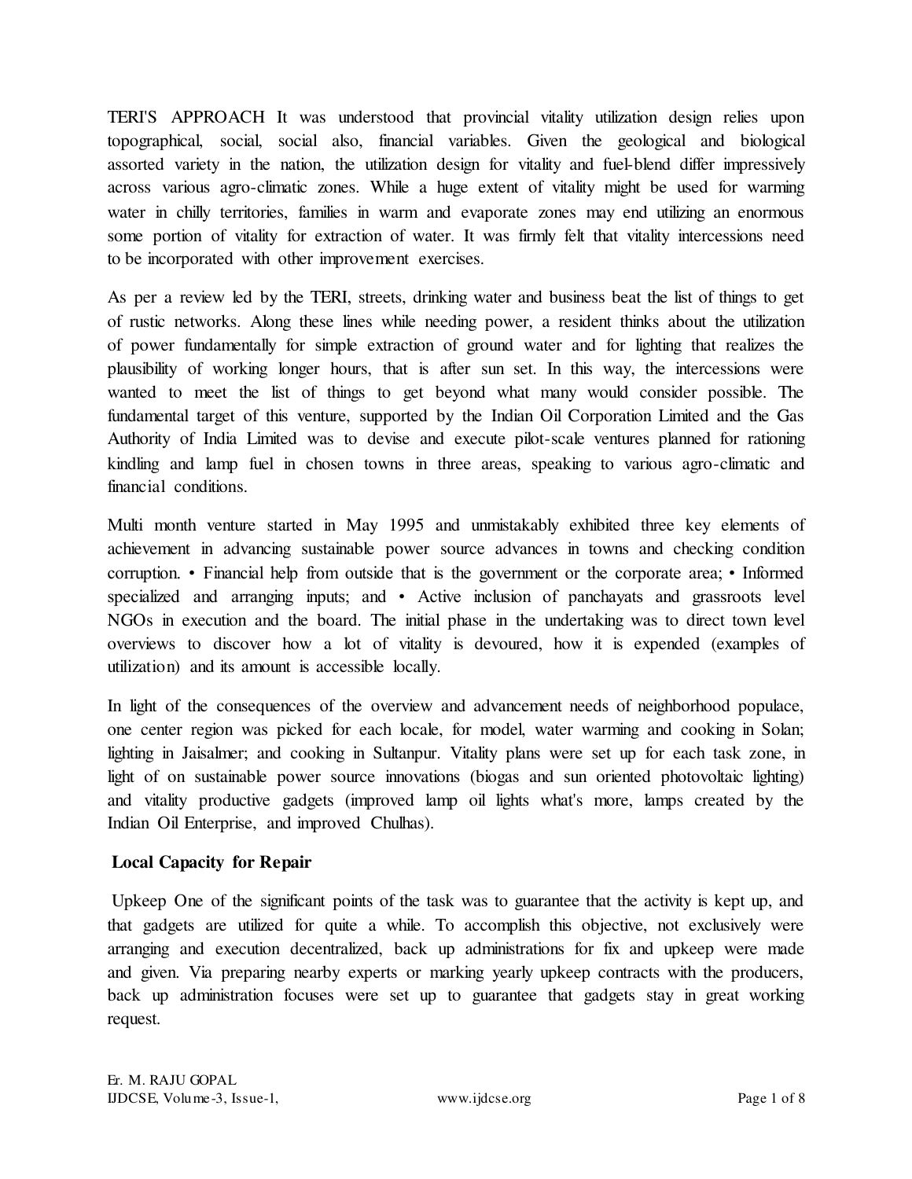TERI'S APPROACH It was understood that provincial vitality utilization design relies upon topographical, social, social also, financial variables. Given the geological and biological assorted variety in the nation, the utilization design for vitality and fuel-blend differ impressively across various agro-climatic zones. While a huge extent of vitality might be used for warming water in chilly territories, families in warm and evaporate zones may end utilizing an enormous some portion of vitality for extraction of water. It was firmly felt that vitality intercessions need to be incorporated with other improvement exercises.

As per a review led by the TERI, streets, drinking water and business beat the list of things to get of rustic networks. Along these lines while needing power, a resident thinks about the utilization of power fundamentally for simple extraction of ground water and for lighting that realizes the plausibility of working longer hours, that is after sun set. In this way, the intercessions were wanted to meet the list of things to get beyond what many would consider possible. The fundamental target of this venture, supported by the Indian Oil Corporation Limited and the Gas Authority of India Limited was to devise and execute pilot-scale ventures planned for rationing kindling and lamp fuel in chosen towns in three areas, speaking to various agro-climatic and financial conditions.

Multi month venture started in May 1995 and unmistakably exhibited three key elements of achievement in advancing sustainable power source advances in towns and checking condition corruption. • Financial help from outside that is the government or the corporate area; • Informed specialized and arranging inputs; and • Active inclusion of panchayats and grassroots level NGOs in execution and the board. The initial phase in the undertaking was to direct town level overviews to discover how a lot of vitality is devoured, how it is expended (examples of utilization) and its amount is accessible locally.

In light of the consequences of the overview and advancement needs of neighborhood populace, one center region was picked for each locale, for model, water warming and cooking in Solan; lighting in Jaisalmer; and cooking in Sultanpur. Vitality plans were set up for each task zone, in light of on sustainable power source innovations (biogas and sun oriented photovoltaic lighting) and vitality productive gadgets (improved lamp oil lights what's more, lamps created by the Indian Oil Enterprise, and improved Chulhas).

## Local Capacity for Repair

Upkeep One of the significant points of the task was to guarantee that the activity is kept up, and that gadgets are utilized for quite a while. To accomplish this objective, not exclusively were arranging and execution decentralized, back up administrations for fix and upkeep were made and given. Via preparing nearby experts or marking yearly upkeep contracts with the producers, back up administration focuses were set up to guarantee that gadgets stay in great working request.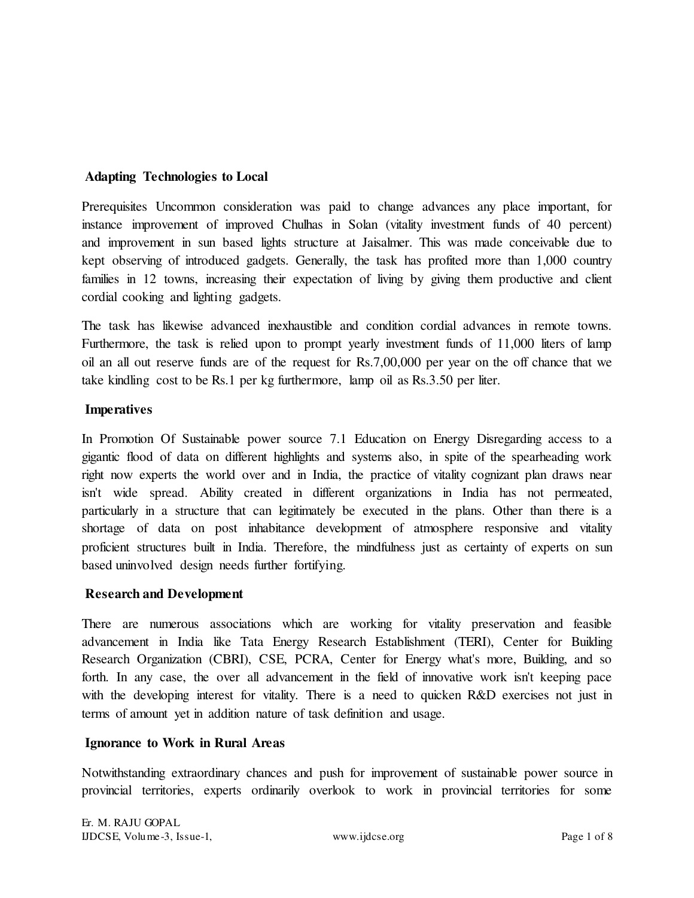## Adapting Technologies to Local

Prerequisites Uncommon consideration was paid to change advances any place important, for instance improvement of improved Chulhas in Solan (vitality investment funds of 40 percent) and improvement in sun based lights structure at Jaisalmer. This was made conceivable due to kept observing of introduced gadgets. Generally, the task has profited more than 1,000 country families in 12 towns, increasing their expectation of living by giving them productive and client cordial cooking and lighting gadgets.

The task has likewise advanced inexhaustible and condition cordial advances in remote towns. Furthermore, the task is relied upon to prompt yearly investment funds of 11,000 liters of lamp oil an all out reserve funds are of the request for Rs.7,00,000 per year on the off chance that we take kindling cost to be Rs.1 per kg furthermore, lamp oil as Rs.3.50 per liter.

## Imperatives

In Promotion Of Sustainable power source 7.1 Education on Energy Disregarding access to a gigantic flood of data on different highlights and systems also, in spite of the spearheading work right now experts the world over and in India, the practice of vitality cognizant plan draws near isn't wide spread. Ability created in different organizations in India has not permeated, particularly in a structure that can legitimately be executed in the plans. Other than there is a shortage of data on post inhabitance development of atmosphere responsive and vitality proficient structures built in India. Therefore, the mindfulness just as certainty of experts on sun based uninvolved design needs further fortifying.

## Research and Development

There are numerous associations which are working for vitality preservation and feasible advancement in India like Tata Energy Research Establishment (TERI), Center for Building Research Organization (CBRI), CSE, PCRA, Center for Energy what's more, Building, and so forth. In any case, the over all advancement in the field of innovative work isn't keeping pace with the developing interest for vitality. There is a need to quicken R&D exercises not just in terms of amount yet in addition nature of task definition and usage.

## Ignorance to Work in Rural Areas

Notwithstanding extraordinary chances and push for improvement of sustainable power source in provincial territories, experts ordinarily overlook to work in provincial territories for some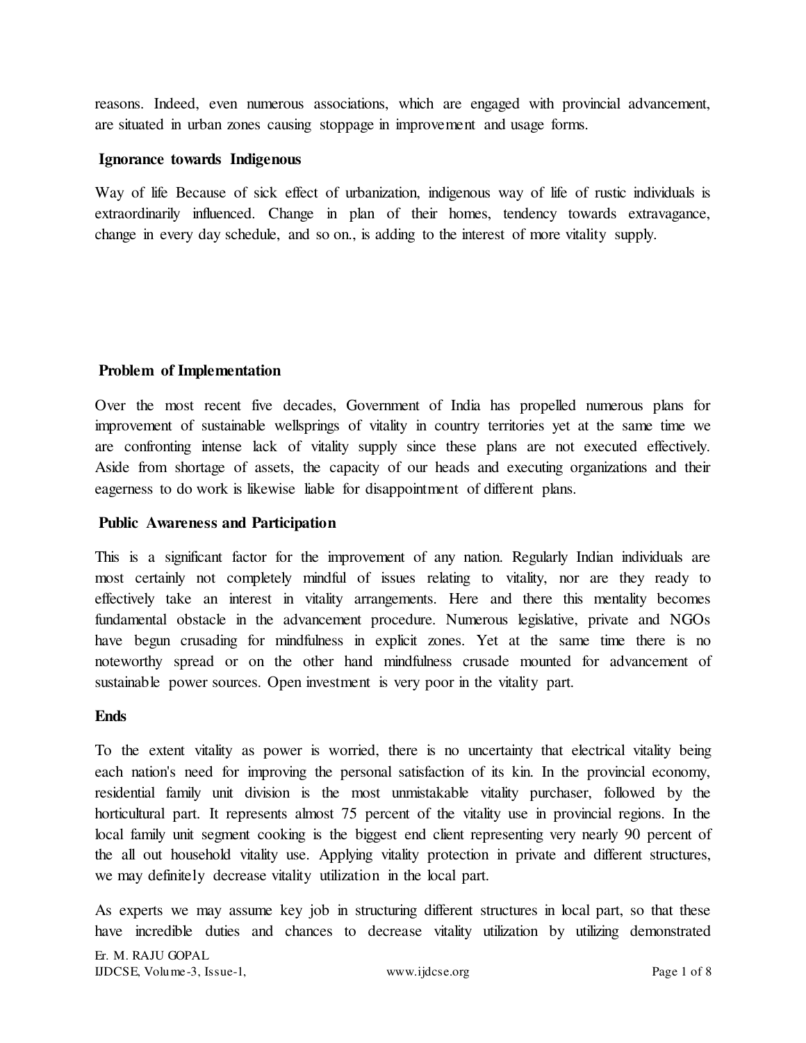reasons. Indeed, even numerous associations, which are engaged with provincial advancement, are situated in urban zones causing stoppage in improvement and usage forms.

**Ignorance towards Indigenous**

Way of life Because of sick effect of urbanization, indigenous way of life of rustic individuals is extraordinarily influenced. Change in plan of their homes, tendency towards extravagance, change in every day schedule, and so on., is adding to the interest of more vitality supply.

**Problem of Implementation**

Over the most recent five decades, Government of India has propelled numerous plans for improvement of sustainable wellsprings of vitality in country territories yet at the same time we are confronting intense lack of vitality supply since these plans are not executed effectively. Aside from shortage of assets, the capacity of our heads and executing organizations and their eagerness to do work is likewise liable for disappointment of different plans.

**Public Awareness and Participation**

This is a significant factor for the improvement of any nation. Regularly Indian individuals are most certainly not completely mindful of issues relating to vitality, nor are they ready to effectively take an interest in vitality arrangements. Here and there this mentality becomes fundamental obstacle in the advancement procedure. Numerous legislative, private and NGOs have begun crusading for mindfulness in explicit zones. Yet at the same time there is no noteworthy spread or on the other hand mindfulness crusade mounted for advancement of sustainable power sources. Open investment is very poor in the vitality part.

**Ends**

To the extent vitality as power is worried, there is no uncertainty that electrical vitality being each nation's need for improving the personal satisfaction of its kin. In the provincial economy, residential family unit division is the most unmistakable vitality purchaser, followed by the horticultural part. It represents almost 75 percent of the vitality use in provincial regions. In the local family unit segment cooking is the biggest end client representing very nearly 90 percent of the all out household vitality use. Applying vitality protection in private and different structures, we may definitely decrease vitality utilization in the local part.

As experts we may assume key job in structuring different structures in local part, so that these have incredible duties and chances to decrease vitality utilization by utilizing demonstrated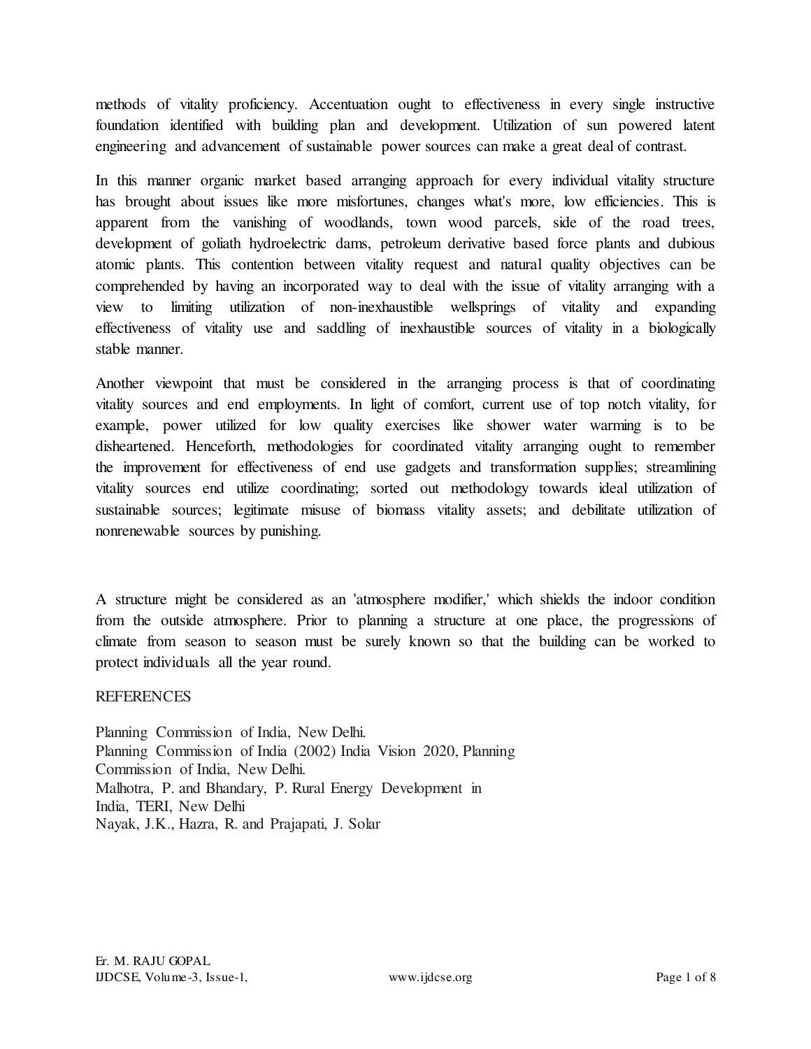methods of vitality proficiency. Accentuation ought to effectiveness in every single instructive foundation identified with building plan and development. Utilization of sun powered latent engineering and advancement of sustainable power sources can make a great deal of contrast.

In this manner organic market based arranging approach for every individual vitality structure has brought about issues like more misfortunes, changes what's more, low efficiencies. This is apparent from the vanishing of woodlands, town wood parcels, side of the road trees, development of goliath hydroelectric dams, petroleum derivative based force plants and dubious atomic plants. This contention between vitality request and natural quality objectives can be comprehended by having an incorporated way to deal with the issue of vitality arranging with a view to limiting utilization of non-inexhaustible wellsprings of vitality and expanding effectiveness of vitality use and saddling of inexhaustible sources of vitality in a biologically stable manner.

Another viewpoint that must be considered in the arranging process is that of coordinating vitality sources and end employments. In light of comfort, current use of top notch vitality, for example, power utilized for low quality exercises like shower water warming is to be disheartened. Henceforth, methodologies for coordinated vitality arranging ought to remember the improvement for effectiveness of end use gadgets and transformation supplies; streamlining vitality sources end utilize coordinating; sorted out methodology towards ideal utilization of sustainable sources; legitimate misuse of biomass vitality assets; and debilitate utilization of nonrenewable sources by punishing.

A structure might be considered as an 'atmosphere modifier,' which shields the indoor condition from the outside atmosphere. Prior to planning a structure at one place, the progressions of climate from season to season must be surely known so that the building can be worked to protect individuals all the year round.

REFERENCES

Planning Commission of India, New Delhi.
Planning Commission of India (2002) India Vision 2020, Planning Commission of India, New Delhi.
Malhotra, P. and Bhandary, P. Rural Energy Development in India, TERI, New Delhi
Nayak, J.K., Hazra, R. and Prajapati, J. Solar